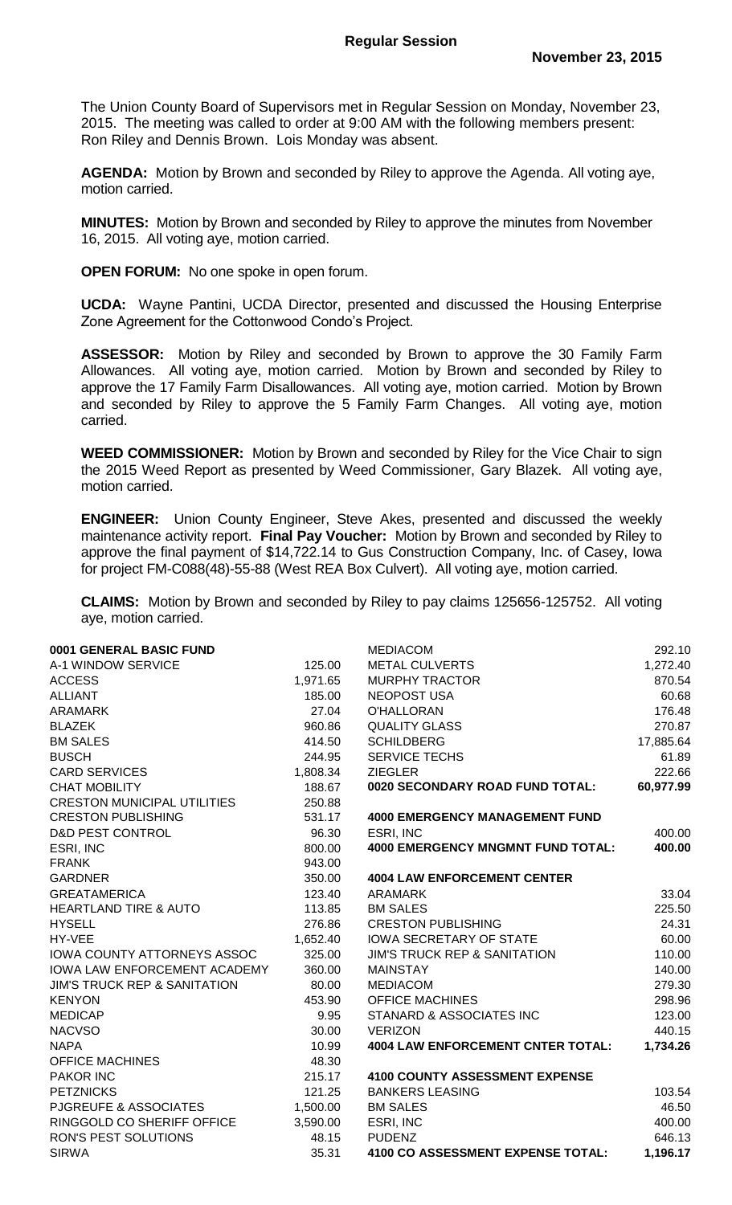# Regular Session

**November 23, 2015**

The Union County Board of Supervisors met in Regular Session on Monday, November 23, 2015. The meeting was called to order at 9:00 AM with the following members present: Ron Riley and Dennis Brown. Lois Monday was absent.

**AGENDA:** Motion by Brown and seconded by Riley to approve the Agenda. All voting aye, motion carried.

**MINUTES:** Motion by Brown and seconded by Riley to approve the minutes from November 16, 2015. All voting aye, motion carried.

**OPEN FORUM:** No one spoke in open forum.

**UCDA:** Wayne Pantini, UCDA Director, presented and discussed the Housing Enterprise Zone Agreement for the Cottonwood Condo's Project.

**ASSESSOR:** Motion by Riley and seconded by Brown to approve the 30 Family Farm Allowances. All voting aye, motion carried. Motion by Brown and seconded by Riley to approve the 17 Family Farm Disallowances. All voting aye, motion carried. Motion by Brown and seconded by Riley to approve the 5 Family Farm Changes. All voting aye, motion carried.

**WEED COMMISSIONER:** Motion by Brown and seconded by Riley for the Vice Chair to sign the 2015 Weed Report as presented by Weed Commissioner, Gary Blazek. All voting aye, motion carried.

**ENGINEER:** Union County Engineer, Steve Akes, presented and discussed the weekly maintenance activity report. **Final Pay Voucher:** Motion by Brown and seconded by Riley to approve the final payment of $14,722.14 to Gus Construction Company, Inc. of Casey, Iowa for project FM-C088(48)-55-88 (West REA Box Culvert). All voting aye, motion carried.

**CLAIMS:** Motion by Brown and seconded by Riley to pay claims 125656-125752. All voting aye, motion carried.

| | |
|---|---|
| **0001 GENERAL BASIC FUND** | |
| A-1 WINDOW SERVICE | 125.00 |
| ACCESS | 1,971.65 |
| ALLIANT | 185.00 |
| ARAMARK | 27.04 |
| BLAZEK | 960.86 |
| BM SALES | 414.50 |
| BUSCH | 244.95 |
| CARD SERVICES | 1,808.34 |
| CHAT MOBILITY | 188.67 |
| CRESTON MUNICIPAL UTILITIES | 250.88 |
| CRESTON PUBLISHING | 531.17 |
| D&D PEST CONTROL | 96.30 |
| ESRI, INC | 800.00 |
| FRANK | 943.00 |
| GARDNER | 350.00 |
| GREATAMERICA | 123.40 |
| HEARTLAND TIRE & AUTO | 113.85 |
| HYSELL | 276.86 |
| HY-VEE | 1,652.40 |
| IOWA COUNTY ATTORNEYS ASSOC | 325.00 |
| IOWA LAW ENFORCEMENT ACADEMY | 360.00 |
| JIM'S TRUCK REP & SANITATION | 80.00 |
| KENYON | 453.90 |
| MEDICAP | 9.95 |
| NACVSO | 30.00 |
| NAPA | 10.99 |
| OFFICE MACHINES | 48.30 |
| PAKOR INC | 215.17 |
| PETZNICKS | 121.25 |
| PJGREUFE & ASSOCIATES | 1,500.00 |
| RINGGOLD CO SHERIFF OFFICE | 3,590.00 |
| RON'S PEST SOLUTIONS | 48.15 |
| SIRWA | 35.31 |
| MEDIACOM | 292.10 |
| METAL CULVERTS | 1,272.40 |
| MURPHY TRACTOR | 870.54 |
| NEOPOST USA | 60.68 |
| O'HALLORAN | 176.48 |
| QUALITY GLASS | 270.87 |
| SCHILDBERG | 17,885.64 |
| SERVICE TECHS | 61.89 |
| ZIEGLER | 222.66 |
| **0020 SECONDARY ROAD FUND TOTAL:** | **60,977.99** |
| | |
| **4000 EMERGENCY MANAGEMENT FUND** | |
| ESRI, INC | 400.00 |
| **4000 EMERGENCY MNGMNT FUND TOTAL:** | **400.00** |
| | |
| **4004 LAW ENFORCEMENT CENTER** | |
| ARAMARK | 33.04 |
| BM SALES | 225.50 |
| CRESTON PUBLISHING | 24.31 |
| IOWA SECRETARY OF STATE | 60.00 |
| JIM'S TRUCK REP & SANITATION | 110.00 |
| MAINSTAY | 140.00 |
| MEDIACOM | 279.30 |
| OFFICE MACHINES | 298.96 |
| STANARD & ASSOCIATES INC | 123.00 |
| VERIZON | 440.15 |
| **4004 LAW ENFORCEMENT CNTER TOTAL:** | **1,734.26** |
| | |
| **4100 COUNTY ASSESSMENT EXPENSE** | |
| BANKERS LEASING | 103.54 |
| BM SALES | 46.50 |
| ESRI, INC | 400.00 |
| PUDENZ | 646.13 |
| **4100 CO ASSESSMENT EXPENSE TOTAL:** | **1,196.17** |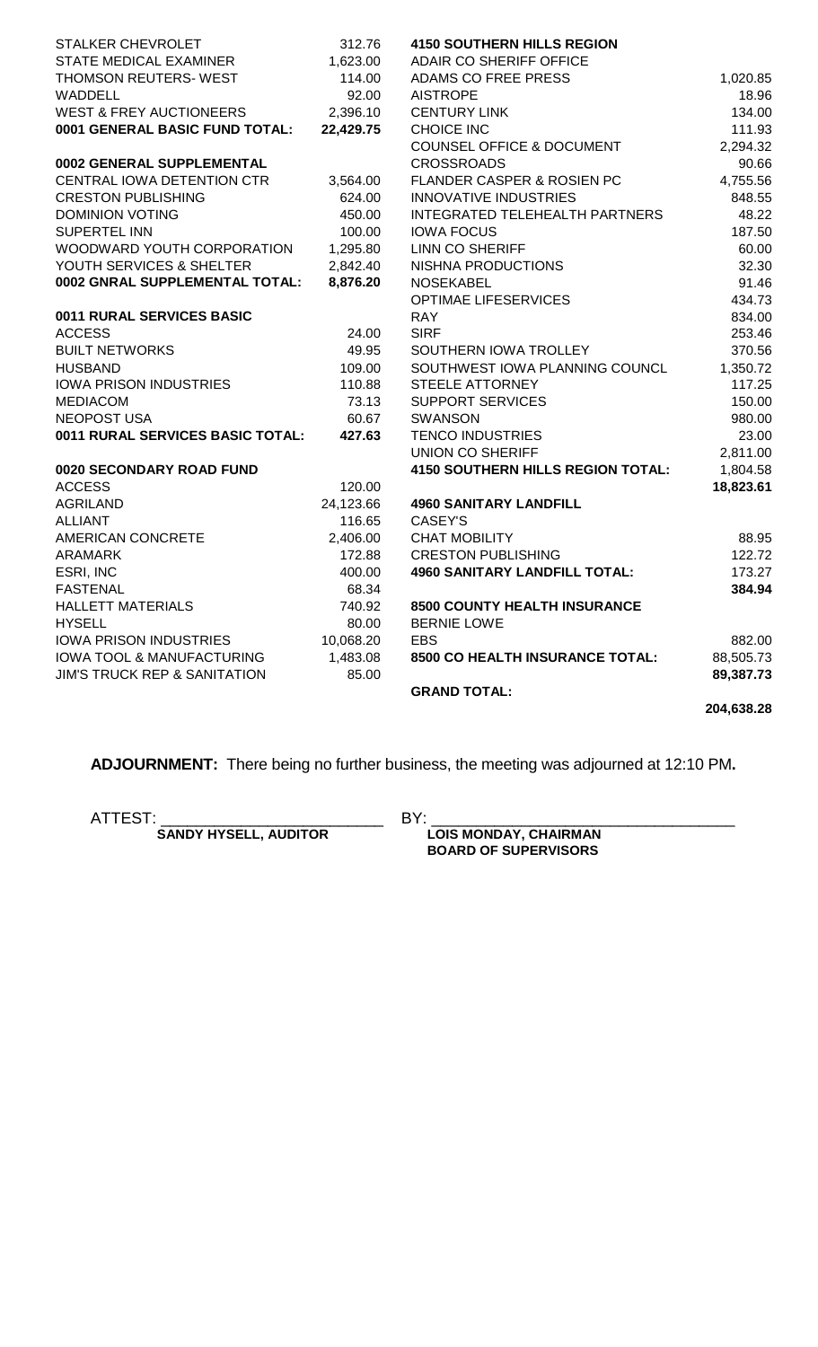| | |
|---|---|
| STALKER CHEVROLET | 312.76 |
| STATE MEDICAL EXAMINER | 1,623.00 |
| THOMSON REUTERS- WEST | 114.00 |
| WADDELL | 92.00 |
| WEST & FREY AUCTIONEERS | 2,396.10 |
| **0001 GENERAL BASIC FUND TOTAL:** | **22,429.75** |

| | |
|---|---|
| **0002 GENERAL SUPPLEMENTAL** | |
| CENTRAL IOWA DETENTION CTR | 3,564.00 |
| CRESTON PUBLISHING | 624.00 |
| DOMINION VOTING | 450.00 |
| SUPERTEL INN | 100.00 |
| WOODWARD YOUTH CORPORATION | 1,295.80 |
| YOUTH SERVICES & SHELTER | 2,842.40 |
| **0002 GNRAL SUPPLEMENTAL TOTAL:** | **8,876.20** |

| | |
|---|---|
| **0011 RURAL SERVICES BASIC** | |
| ACCESS | 24.00 |
| BUILT NETWORKS | 49.95 |
| HUSBAND | 109.00 |
| IOWA PRISON INDUSTRIES | 110.88 |
| MEDIACOM | 73.13 |
| NEOPOST USA | 60.67 |
| **0011 RURAL SERVICES BASIC TOTAL:** | **427.63** |

| | |
|---|---|
| **0020 SECONDARY ROAD FUND** | |
| ACCESS | 120.00 |
| AGRILAND | 24,123.66 |
| ALLIANT | 116.65 |
| AMERICAN CONCRETE | 2,406.00 |
| ARAMARK | 172.88 |
| ESRI, INC | 400.00 |
| FASTENAL | 68.34 |
| HALLETT MATERIALS | 740.92 |
| HYSELL | 80.00 |
| IOWA PRISON INDUSTRIES | 10,068.20 |
| IOWA TOOL & MANUFACTURING | 1,483.08 |
| JIM'S TRUCK REP & SANITATION | 85.00 |

| | |
|---|---|
| **4150 SOUTHERN HILLS REGION** | |
| ADAIR CO SHERIFF OFFICE | |
| ADAMS CO FREE PRESS | 1,020.85 |
| AISTROPE | 18.96 |
| CENTURY LINK | 134.00 |
| CHOICE INC | 111.93 |
| COUNSEL OFFICE & DOCUMENT | 2,294.32 |
| CROSSROADS | 90.66 |
| FLANDER CASPER & ROSIEN PC | 4,755.56 |
| INNOVATIVE INDUSTRIES | 848.55 |
| INTEGRATED TELEHEALTH PARTNERS | 48.22 |
| IOWA FOCUS | 187.50 |
| LINN CO SHERIFF | 60.00 |
| NISHNA PRODUCTIONS | 32.30 |
| NOSEKABEL | 91.46 |
| OPTIMAE LIFESERVICES | 434.73 |
| RAY | 834.00 |
| SIRF | 253.46 |
| SOUTHERN IOWA TROLLEY | 370.56 |
| SOUTHWEST IOWA PLANNING COUNCL | 1,350.72 |
| STEELE ATTORNEY | 117.25 |
| SUPPORT SERVICES | 150.00 |
| SWANSON | 980.00 |
| TENCO INDUSTRIES | 23.00 |
| UNION CO SHERIFF | 2,811.00 |
| **4150 SOUTHERN HILLS REGION TOTAL:** | 1,804.58 |
| | **18,823.61** |

| | |
|---|---|
| **4960 SANITARY LANDFILL** | |
| CASEY'S | |
| CHAT MOBILITY | 88.95 |
| CRESTON PUBLISHING | 122.72 |
| **4960 SANITARY LANDFILL TOTAL:** | 173.27 |
| | **384.94** |

| | |
|---|---|
| **8500 COUNTY HEALTH INSURANCE** | |
| BERNIE LOWE | |
| EBS | 882.00 |
| **8500 CO HEALTH INSURANCE TOTAL:** | 88,505.73 |
| | **89,387.73** |
| **GRAND TOTAL:** | |
| | **204,638.28** |

**ADJOURNMENT:** There being no further business, the meeting was adjourned at 12:10 PM**.**

ATTEST: ___________________________ BY: ___________________________________

**SANDY HYSELL, AUDITOR** **LOIS MONDAY, CHAIRMAN**
**BOARD OF SUPERVISORS**